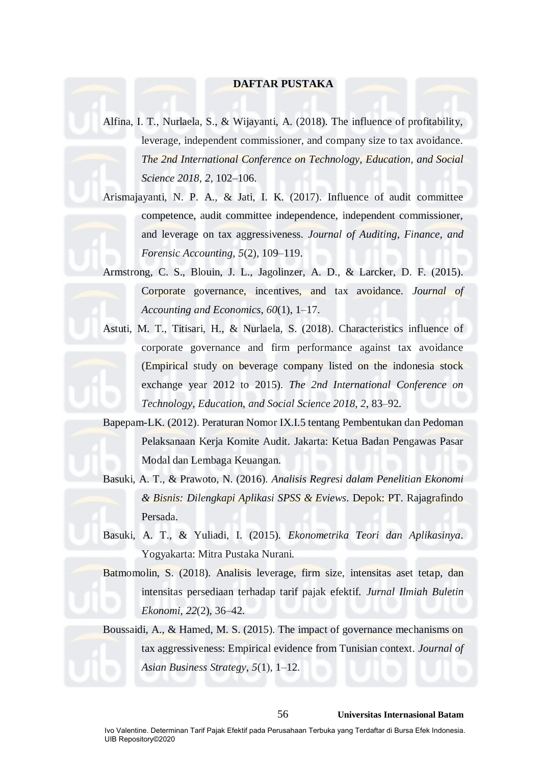# DAFTAR PUSTAKA

Alfina, I. T., Nurlaela, S., & Wijayanti, A. (2018). The influence of profitability, leverage, independent commissioner, and company size to tax avoidance. *The 2nd International Conference on Technology, Education, and Social Science 2018*, *2*, 102–106.

Arismajayanti, N. P. A., & Jati, I. K. (2017). Influence of audit committee competence, audit committee independence, independent commissioner, and leverage on tax aggressiveness. *Journal of Auditing, Finance, and Forensic Accounting*, *5*(2), 109–119.

Armstrong, C. S., Blouin, J. L., Jagolinzer, A. D., & Larcker, D. F. (2015). Corporate governance, incentives, and tax avoidance. *Journal of Accounting and Economics*, *60*(1), 1–17.

Astuti, M. T., Titisari, H., & Nurlaela, S. (2018). Characteristics influence of corporate governance and firm performance against tax avoidance (Empirical study on beverage company listed on the indonesia stock exchange year 2012 to 2015). *The 2nd International Conference on Technology, Education, and Social Science 2018*, *2*, 83–92.

Bapepam-LK. (2012). Peraturan Nomor IX.I.5 tentang Pembentukan dan Pedoman Pelaksanaan Kerja Komite Audit. Jakarta: Ketua Badan Pengawas Pasar Modal dan Lembaga Keuangan.

Basuki, A. T., & Prawoto, N. (2016). *Analisis Regresi dalam Penelitian Ekonomi & Bisnis: Dilengkapi Aplikasi SPSS & Eviews*. Depok: PT. Rajagrafindo Persada.

Basuki, A. T., & Yuliadi, I. (2015). *Ekonometrika Teori dan Aplikasinya*. Yogyakarta: Mitra Pustaka Nurani.

Batmomolin, S. (2018). Analisis leverage, firm size, intensitas aset tetap, dan intensitas persediaan terhadap tarif pajak efektif. *Jurnal Ilmiah Buletin Ekonomi*, *22*(2), 36–42.

Boussaidi, A., & Hamed, M. S. (2015). The impact of governance mechanisms on tax aggressiveness: Empirical evidence from Tunisian context. *Journal of Asian Business Strategy*, *5*(1), 1–12.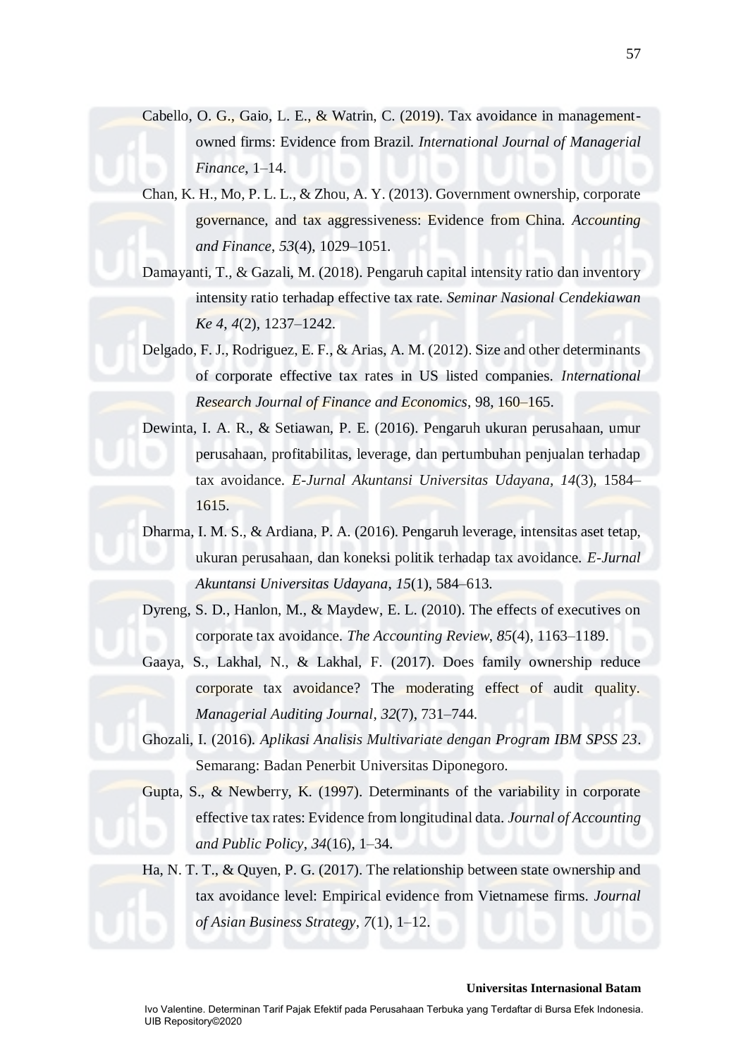Cabello, O. G., Gaio, L. E., & Watrin, C. (2019). Tax avoidance in management-owned firms: Evidence from Brazil. *International Journal of Managerial Finance*, 1–14.

Chan, K. H., Mo, P. L. L., & Zhou, A. Y. (2013). Government ownership, corporate governance, and tax aggressiveness: Evidence from China. *Accounting and Finance*, *53*(4), 1029–1051.

Damayanti, T., & Gazali, M. (2018). Pengaruh capital intensity ratio dan inventory intensity ratio terhadap effective tax rate. *Seminar Nasional Cendekiawan Ke 4*, *4*(2), 1237–1242.

Delgado, F. J., Rodriguez, E. F., & Arias, A. M. (2012). Size and other determinants of corporate effective tax rates in US listed companies. *International Research Journal of Finance and Economics*, 98, 160–165.

Dewinta, I. A. R., & Setiawan, P. E. (2016). Pengaruh ukuran perusahaan, umur perusahaan, profitabilitas, leverage, dan pertumbuhan penjualan terhadap tax avoidance. *E-Jurnal Akuntansi Universitas Udayana*, *14*(3), 1584–1615.

Dharma, I. M. S., & Ardiana, P. A. (2016). Pengaruh leverage, intensitas aset tetap, ukuran perusahaan, dan koneksi politik terhadap tax avoidance. *E-Jurnal Akuntansi Universitas Udayana*, *15*(1), 584–613.

Dyreng, S. D., Hanlon, M., & Maydew, E. L. (2010). The effects of executives on corporate tax avoidance. *The Accounting Review*, *85*(4), 1163–1189.

Gaaya, S., Lakhal, N., & Lakhal, F. (2017). Does family ownership reduce corporate tax avoidance? The moderating effect of audit quality. *Managerial Auditing Journal*, *32*(7), 731–744.

Ghozali, I. (2016). *Aplikasi Analisis Multivariate dengan Program IBM SPSS 23*. Semarang: Badan Penerbit Universitas Diponegoro.

Gupta, S., & Newberry, K. (1997). Determinants of the variability in corporate effective tax rates: Evidence from longitudinal data. *Journal of Accounting and Public Policy*, *34*(16), 1–34.

Ha, N. T. T., & Quyen, P. G. (2017). The relationship between state ownership and tax avoidance level: Empirical evidence from Vietnamese firms. *Journal of Asian Business Strategy*, *7*(1), 1–12.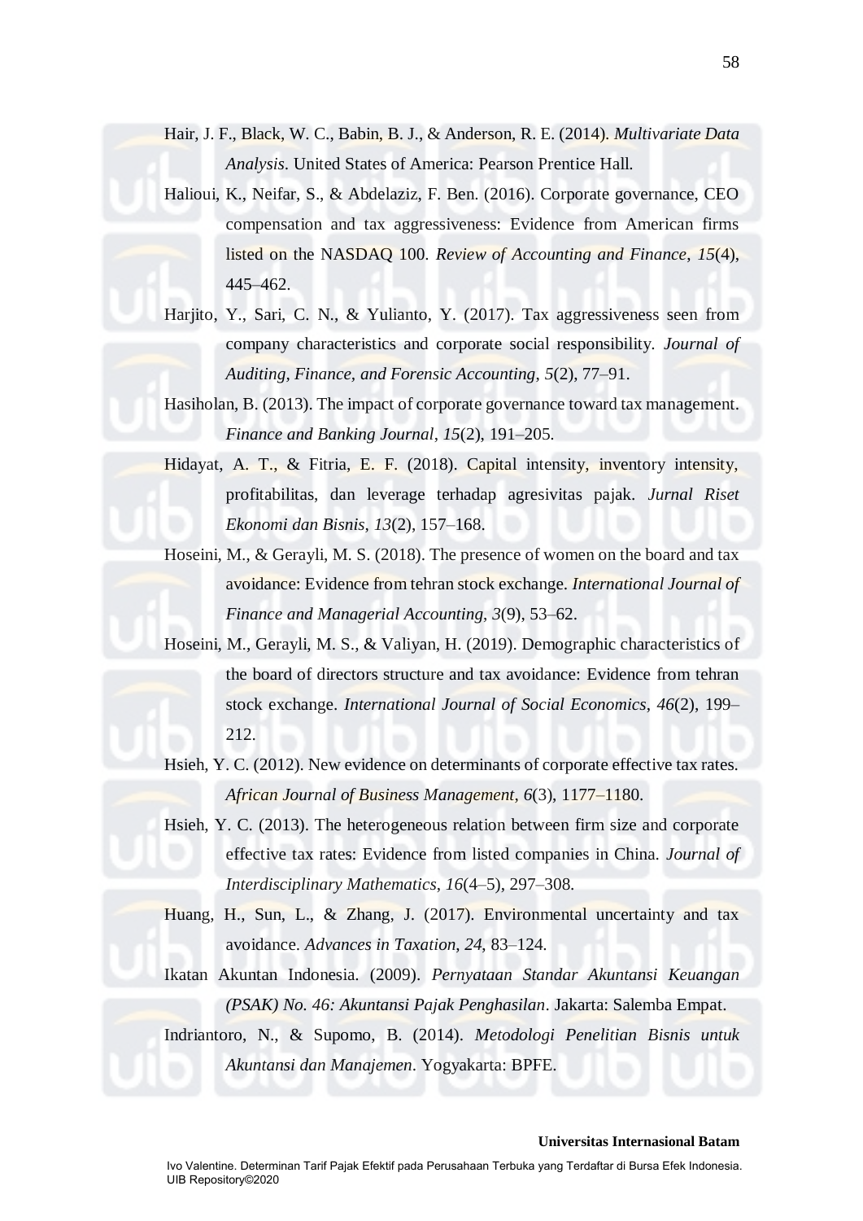Hair, J. F., Black, W. C., Babin, B. J., & Anderson, R. E. (2014). *Multivariate Data Analysis*. United States of America: Pearson Prentice Hall.

Halioui, K., Neifar, S., & Abdelaziz, F. Ben. (2016). Corporate governance, CEO compensation and tax aggressiveness: Evidence from American firms listed on the NASDAQ 100. *Review of Accounting and Finance*, *15*(4), 445–462.

Harjito, Y., Sari, C. N., & Yulianto, Y. (2017). Tax aggressiveness seen from company characteristics and corporate social responsibility. *Journal of Auditing, Finance, and Forensic Accounting*, *5*(2), 77–91.

Hasiholan, B. (2013). The impact of corporate governance toward tax management. *Finance and Banking Journal*, *15*(2), 191–205.

Hidayat, A. T., & Fitria, E. F. (2018). Capital intensity, inventory intensity, profitabilitas, dan leverage terhadap agresivitas pajak. *Jurnal Riset Ekonomi dan Bisnis*, *13*(2), 157–168.

Hoseini, M., & Gerayli, M. S. (2018). The presence of women on the board and tax avoidance: Evidence from tehran stock exchange. *International Journal of Finance and Managerial Accounting*, *3*(9), 53–62.

Hoseini, M., Gerayli, M. S., & Valiyan, H. (2019). Demographic characteristics of the board of directors structure and tax avoidance: Evidence from tehran stock exchange. *International Journal of Social Economics*, *46*(2), 199–212.

Hsieh, Y. C. (2012). New evidence on determinants of corporate effective tax rates. *African Journal of Business Management*, *6*(3), 1177–1180.

Hsieh, Y. C. (2013). The heterogeneous relation between firm size and corporate effective tax rates: Evidence from listed companies in China. *Journal of Interdisciplinary Mathematics*, *16*(4–5), 297–308.

Huang, H., Sun, L., & Zhang, J. (2017). Environmental uncertainty and tax avoidance. *Advances in Taxation*, *24*, 83–124.

Ikatan Akuntan Indonesia. (2009). *Pernyataan Standar Akuntansi Keuangan (PSAK) No. 46: Akuntansi Pajak Penghasilan*. Jakarta: Salemba Empat.

Indriantoro, N., & Supomo, B. (2014). *Metodologi Penelitian Bisnis untuk Akuntansi dan Manajemen*. Yogyakarta: BPFE.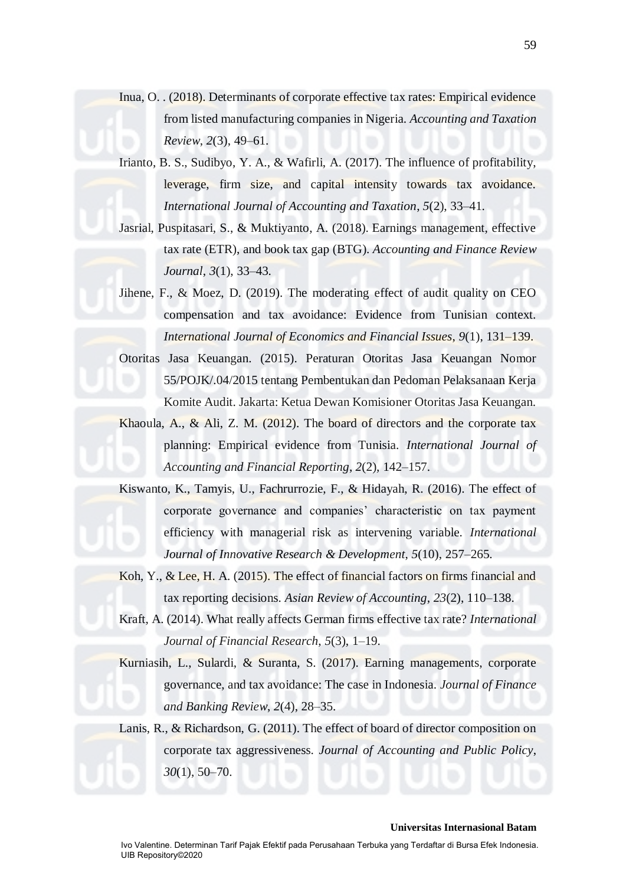Inua, O. . (2018). Determinants of corporate effective tax rates: Empirical evidence from listed manufacturing companies in Nigeria. *Accounting and Taxation Review*, *2*(3), 49–61.

Irianto, B. S., Sudibyo, Y. A., & Wafirli, A. (2017). The influence of profitability, leverage, firm size, and capital intensity towards tax avoidance. *International Journal of Accounting and Taxation*, *5*(2), 33–41.

Jasrial, Puspitasari, S., & Muktiyanto, A. (2018). Earnings management, effective tax rate (ETR), and book tax gap (BTG). *Accounting and Finance Review Journal*, *3*(1), 33–43.

Jihene, F., & Moez, D. (2019). The moderating effect of audit quality on CEO compensation and tax avoidance: Evidence from Tunisian context. *International Journal of Economics and Financial Issues*, *9*(1), 131–139.

Otoritas Jasa Keuangan. (2015). Peraturan Otoritas Jasa Keuangan Nomor 55/POJK/.04/2015 tentang Pembentukan dan Pedoman Pelaksanaan Kerja Komite Audit. Jakarta: Ketua Dewan Komisioner Otoritas Jasa Keuangan.

Khaoula, A., & Ali, Z. M. (2012). The board of directors and the corporate tax planning: Empirical evidence from Tunisia. *International Journal of Accounting and Financial Reporting*, *2*(2), 142–157.

Kiswanto, K., Tamyis, U., Fachrurrozie, F., & Hidayah, R. (2016). The effect of corporate governance and companies' characteristic on tax payment efficiency with managerial risk as intervening variable. *International Journal of Innovative Research & Development*, *5*(10), 257–265.

Koh, Y., & Lee, H. A. (2015). The effect of financial factors on firms financial and tax reporting decisions. *Asian Review of Accounting*, *23*(2), 110–138.

Kraft, A. (2014). What really affects German firms effective tax rate? *International Journal of Financial Research*, *5*(3), 1–19.

Kurniasih, L., Sulardi, & Suranta, S. (2017). Earning managements, corporate governance, and tax avoidance: The case in Indonesia. *Journal of Finance and Banking Review*, *2*(4), 28–35.

Lanis, R., & Richardson, G. (2011). The effect of board of director composition on corporate tax aggressiveness. *Journal of Accounting and Public Policy*, *30*(1), 50–70.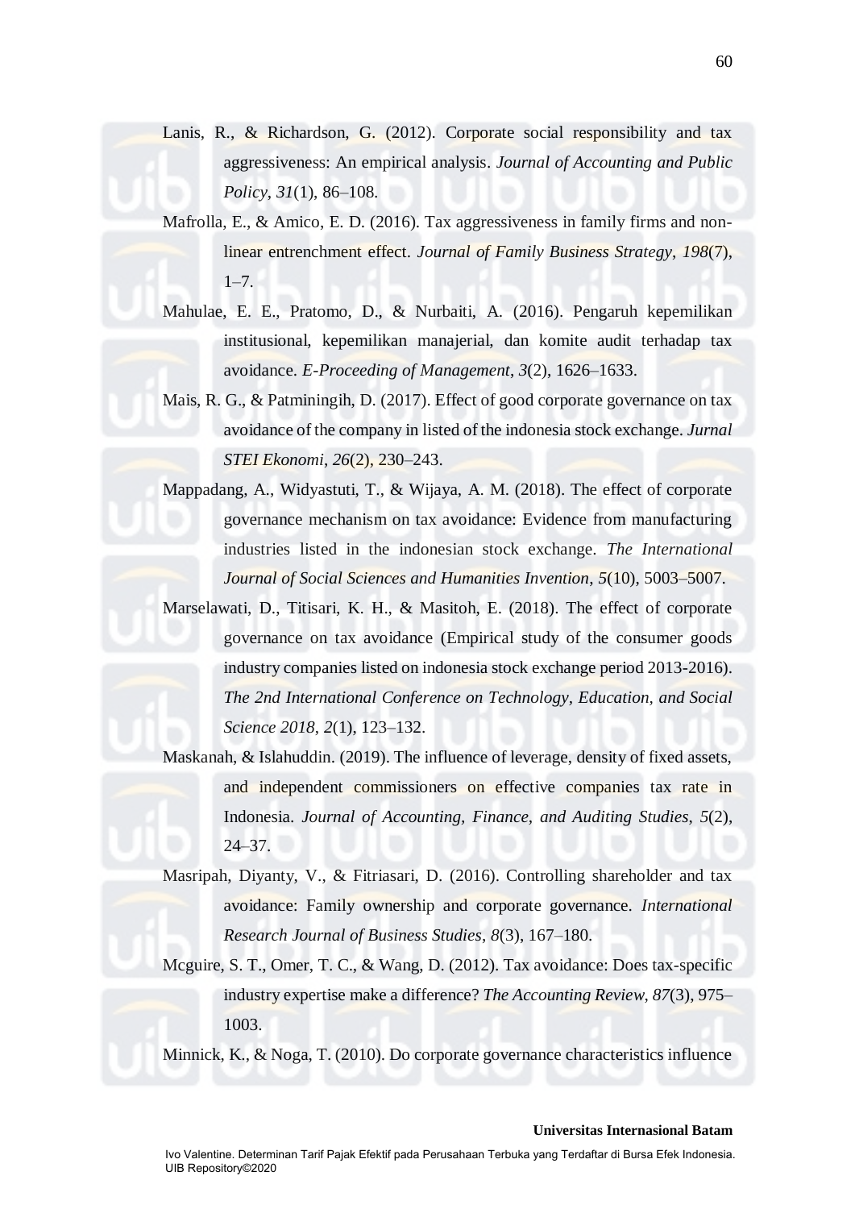Lanis, R., & Richardson, G. (2012). Corporate social responsibility and tax aggressiveness: An empirical analysis. *Journal of Accounting and Public Policy*, *31*(1), 86–108.

Mafrolla, E., & Amico, E. D. (2016). Tax aggressiveness in family firms and non-linear entrenchment effect. *Journal of Family Business Strategy*, *198*(7), 1–7.

Mahulae, E. E., Pratomo, D., & Nurbaiti, A. (2016). Pengaruh kepemilikan institusional, kepemilikan manajerial, dan komite audit terhadap tax avoidance. *E-Proceeding of Management*, *3*(2), 1626–1633.

Mais, R. G., & Patminingih, D. (2017). Effect of good corporate governance on tax avoidance of the company in listed of the indonesia stock exchange. *Jurnal STEI Ekonomi*, *26*(2), 230–243.

Mappadang, A., Widyastuti, T., & Wijaya, A. M. (2018). The effect of corporate governance mechanism on tax avoidance: Evidence from manufacturing industries listed in the indonesian stock exchange. *The International Journal of Social Sciences and Humanities Invention*, *5*(10), 5003–5007.

Marselawati, D., Titisari, K. H., & Masitoh, E. (2018). The effect of corporate governance on tax avoidance (Empirical study of the consumer goods industry companies listed on indonesia stock exchange period 2013-2016). *The 2nd International Conference on Technology, Education, and Social Science 2018*, *2*(1), 123–132.

Maskanah, & Islahuddin. (2019). The influence of leverage, density of fixed assets, and independent commissioners on effective companies tax rate in Indonesia. *Journal of Accounting, Finance, and Auditing Studies*, *5*(2), 24–37.

Masripah, Diyanty, V., & Fitriasari, D. (2016). Controlling shareholder and tax avoidance: Family ownership and corporate governance. *International Research Journal of Business Studies*, *8*(3), 167–180.

Mcguire, S. T., Omer, T. C., & Wang, D. (2012). Tax avoidance: Does tax-specific industry expertise make a difference? *The Accounting Review*, *87*(3), 975–1003.

Minnick, K., & Noga, T. (2010). Do corporate governance characteristics influence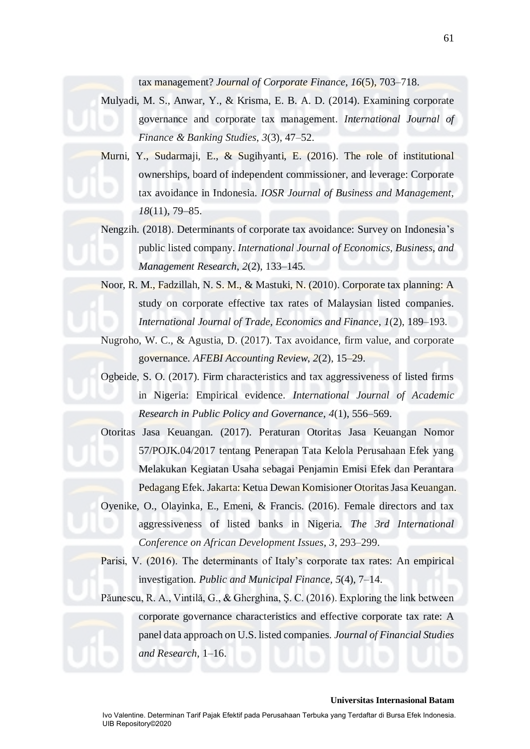tax management? *Journal of Corporate Finance*, *16*(5), 703–718.

Mulyadi, M. S., Anwar, Y., & Krisma, E. B. A. D. (2014). Examining corporate governance and corporate tax management. *International Journal of Finance & Banking Studies*, *3*(3), 47–52.

Murni, Y., Sudarmaji, E., & Sugihyanti, E. (2016). The role of institutional ownerships, board of independent commissioner, and leverage: Corporate tax avoidance in Indonesia. *IOSR Journal of Business and Management*, *18*(11), 79–85.

Nengzih. (2018). Determinants of corporate tax avoidance: Survey on Indonesia's public listed company. *International Journal of Economics, Business, and Management Research*, *2*(2), 133–145.

Noor, R. M., Fadzillah, N. S. M., & Mastuki, N. (2010). Corporate tax planning: A study on corporate effective tax rates of Malaysian listed companies. *International Journal of Trade, Economics and Finance*, *1*(2), 189–193.

Nugroho, W. C., & Agustia, D. (2017). Tax avoidance, firm value, and corporate governance. *AFEBI Accounting Review*, *2*(2), 15–29.

Ogbeide, S. O. (2017). Firm characteristics and tax aggressiveness of listed firms in Nigeria: Empirical evidence. *International Journal of Academic Research in Public Policy and Governance*, *4*(1), 556–569.

Otoritas Jasa Keuangan. (2017). Peraturan Otoritas Jasa Keuangan Nomor 57/POJK.04/2017 tentang Penerapan Tata Kelola Perusahaan Efek yang Melakukan Kegiatan Usaha sebagai Penjamin Emisi Efek dan Perantara Pedagang Efek. Jakarta: Ketua Dewan Komisioner Otoritas Jasa Keuangan.

Oyenike, O., Olayinka, E., Emeni, & Francis. (2016). Female directors and tax aggressiveness of listed banks in Nigeria. *The 3rd International Conference on African Development Issues*, *3*, 293–299.

Parisi, V. (2016). The determinants of Italy's corporate tax rates: An empirical investigation. *Public and Municipal Finance*, *5*(4), 7–14.

Păunescu, R. A., Vintilă, G., & Gherghina, Ş. C. (2016). Exploring the link between corporate governance characteristics and effective corporate tax rate: A panel data approach on U.S. listed companies. *Journal of Financial Studies and Research*, 1–16.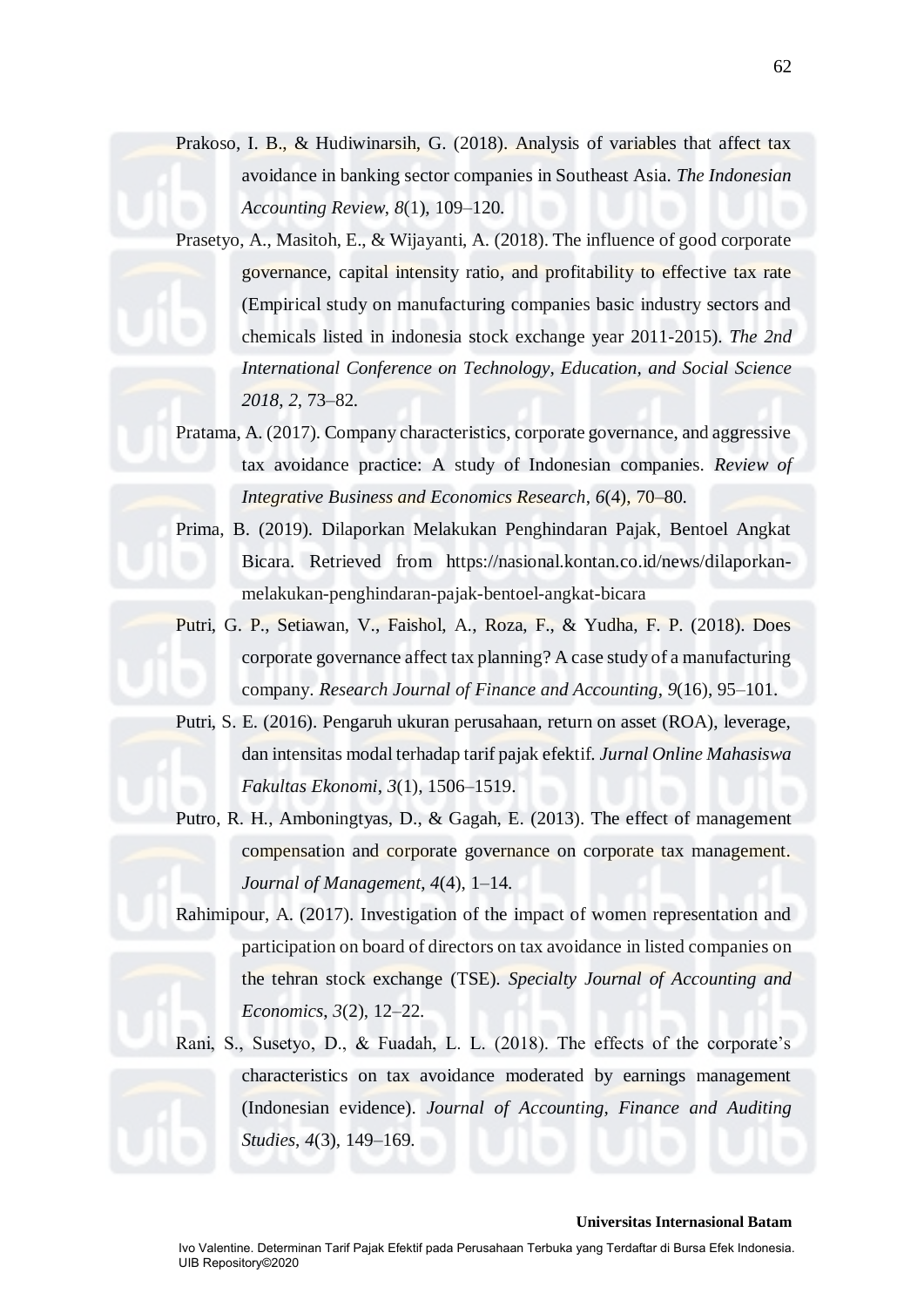Prakoso, I. B., & Hudiwinarsih, G. (2018). Analysis of variables that affect tax avoidance in banking sector companies in Southeast Asia. *The Indonesian Accounting Review*, *8*(1), 109–120.

Prasetyo, A., Masitoh, E., & Wijayanti, A. (2018). The influence of good corporate governance, capital intensity ratio, and profitability to effective tax rate (Empirical study on manufacturing companies basic industry sectors and chemicals listed in indonesia stock exchange year 2011-2015). *The 2nd International Conference on Technology, Education, and Social Science 2018*, *2*, 73–82.

Pratama, A. (2017). Company characteristics, corporate governance, and aggressive tax avoidance practice: A study of Indonesian companies. *Review of Integrative Business and Economics Research*, *6*(4), 70–80.

Prima, B. (2019). Dilaporkan Melakukan Penghindaran Pajak, Bentoel Angkat Bicara. Retrieved from https://nasional.kontan.co.id/news/dilaporkan-melakukan-penghindaran-pajak-bentoel-angkat-bicara

Putri, G. P., Setiawan, V., Faishol, A., Roza, F., & Yudha, F. P. (2018). Does corporate governance affect tax planning? A case study of a manufacturing company. *Research Journal of Finance and Accounting*, *9*(16), 95–101.

Putri, S. E. (2016). Pengaruh ukuran perusahaan, return on asset (ROA), leverage, dan intensitas modal terhadap tarif pajak efektif. *Jurnal Online Mahasiswa Fakultas Ekonomi*, *3*(1), 1506–1519.

Putro, R. H., Amboningtyas, D., & Gagah, E. (2013). The effect of management compensation and corporate governance on corporate tax management. *Journal of Management*, *4*(4), 1–14.

Rahimipour, A. (2017). Investigation of the impact of women representation and participation on board of directors on tax avoidance in listed companies on the tehran stock exchange (TSE). *Specialty Journal of Accounting and Economics*, *3*(2), 12–22.

Rani, S., Susetyo, D., & Fuadah, L. L. (2018). The effects of the corporate's characteristics on tax avoidance moderated by earnings management (Indonesian evidence). *Journal of Accounting, Finance and Auditing Studies*, *4*(3), 149–169.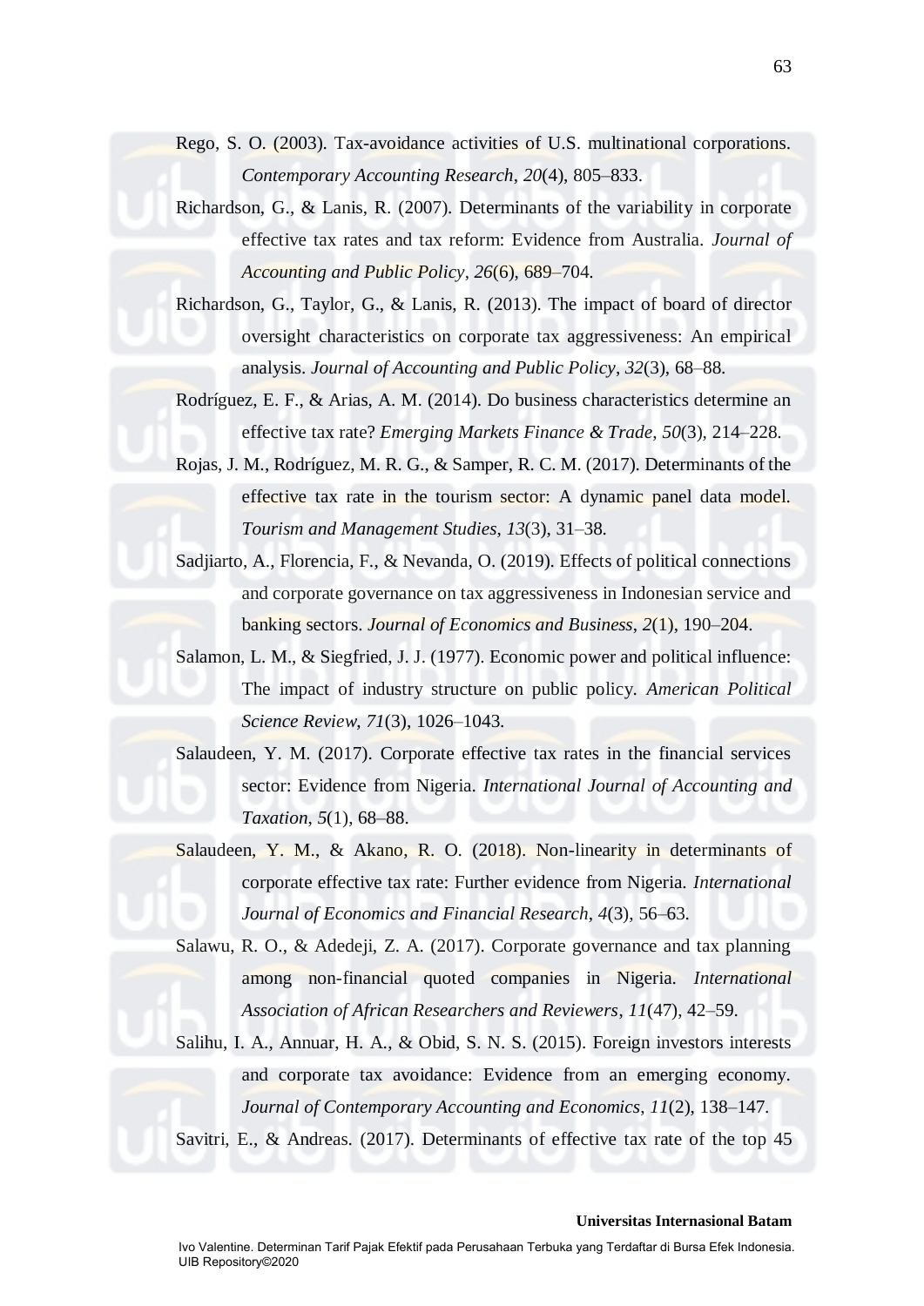Rego, S. O. (2003). Tax-avoidance activities of U.S. multinational corporations. *Contemporary Accounting Research*, *20*(4), 805–833.

Richardson, G., & Lanis, R. (2007). Determinants of the variability in corporate effective tax rates and tax reform: Evidence from Australia. *Journal of Accounting and Public Policy*, *26*(6), 689–704.

Richardson, G., Taylor, G., & Lanis, R. (2013). The impact of board of director oversight characteristics on corporate tax aggressiveness: An empirical analysis. *Journal of Accounting and Public Policy*, *32*(3), 68–88.

Rodríguez, E. F., & Arias, A. M. (2014). Do business characteristics determine an effective tax rate? *Emerging Markets Finance & Trade*, *50*(3), 214–228.

Rojas, J. M., Rodríguez, M. R. G., & Samper, R. C. M. (2017). Determinants of the effective tax rate in the tourism sector: A dynamic panel data model. *Tourism and Management Studies*, *13*(3), 31–38.

Sadjiarto, A., Florencia, F., & Nevanda, O. (2019). Effects of political connections and corporate governance on tax aggressiveness in Indonesian service and banking sectors. *Journal of Economics and Business*, *2*(1), 190–204.

Salamon, L. M., & Siegfried, J. J. (1977). Economic power and political influence: The impact of industry structure on public policy. *American Political Science Review*, *71*(3), 1026–1043.

Salaudeen, Y. M. (2017). Corporate effective tax rates in the financial services sector: Evidence from Nigeria. *International Journal of Accounting and Taxation*, *5*(1), 68–88.

Salaudeen, Y. M., & Akano, R. O. (2018). Non-linearity in determinants of corporate effective tax rate: Further evidence from Nigeria. *International Journal of Economics and Financial Research*, *4*(3), 56–63.

Salawu, R. O., & Adedeji, Z. A. (2017). Corporate governance and tax planning among non-financial quoted companies in Nigeria. *International Association of African Researchers and Reviewers*, *11*(47), 42–59.

Salihu, I. A., Annuar, H. A., & Obid, S. N. S. (2015). Foreign investors interests and corporate tax avoidance: Evidence from an emerging economy. *Journal of Contemporary Accounting and Economics*, *11*(2), 138–147.

Savitri, E., & Andreas. (2017). Determinants of effective tax rate of the top 45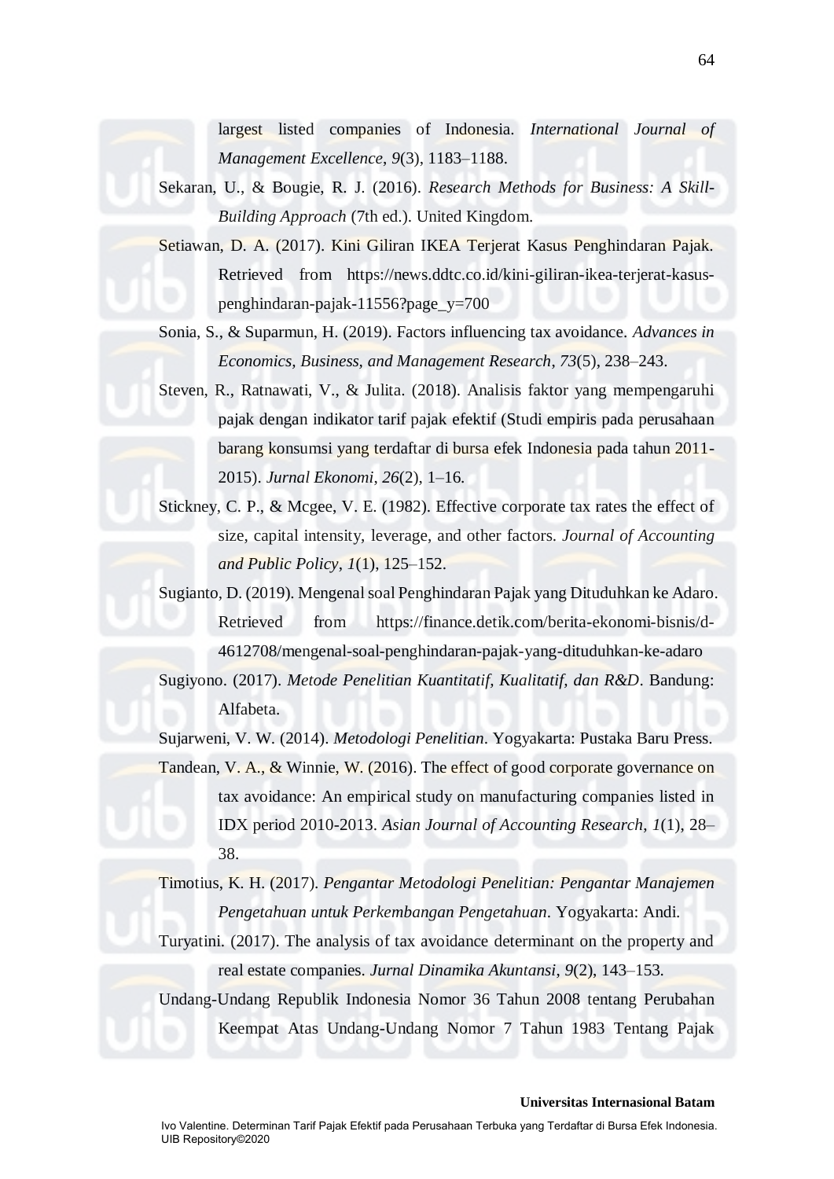largest listed companies of Indonesia. *International Journal of Management Excellence*, *9*(3), 1183–1188.

Sekaran, U., & Bougie, R. J. (2016). *Research Methods for Business: A Skill-Building Approach* (7th ed.). United Kingdom.

Setiawan, D. A. (2017). Kini Giliran IKEA Terjerat Kasus Penghindaran Pajak. Retrieved from https://news.ddtc.co.id/kini-giliran-ikea-terjerat-kasus-penghindaran-pajak-11556?page_y=700

Sonia, S., & Suparmun, H. (2019). Factors influencing tax avoidance. *Advances in Economics, Business, and Management Research*, *73*(5), 238–243.

Steven, R., Ratnawati, V., & Julita. (2018). Analisis faktor yang mempengaruhi pajak dengan indikator tarif pajak efektif (Studi empiris pada perusahaan barang konsumsi yang terdaftar di bursa efek Indonesia pada tahun 2011-2015). *Jurnal Ekonomi*, *26*(2), 1–16.

Stickney, C. P., & Mcgee, V. E. (1982). Effective corporate tax rates the effect of size, capital intensity, leverage, and other factors. *Journal of Accounting and Public Policy*, *1*(1), 125–152.

Sugianto, D. (2019). Mengenal soal Penghindaran Pajak yang Dituduhkan ke Adaro. Retrieved from https://finance.detik.com/berita-ekonomi-bisnis/d-4612708/mengenal-soal-penghindaran-pajak-yang-dituduhkan-ke-adaro

Sugiyono. (2017). *Metode Penelitian Kuantitatif, Kualitatif, dan R&D*. Bandung: Alfabeta.

Sujarweni, V. W. (2014). *Metodologi Penelitian*. Yogyakarta: Pustaka Baru Press.

Tandean, V. A., & Winnie, W. (2016). The effect of good corporate governance on tax avoidance: An empirical study on manufacturing companies listed in IDX period 2010-2013. *Asian Journal of Accounting Research*, *1*(1), 28–38.

Timotius, K. H. (2017). *Pengantar Metodologi Penelitian: Pengantar Manajemen Pengetahuan untuk Perkembangan Pengetahuan*. Yogyakarta: Andi.

Turyatini. (2017). The analysis of tax avoidance determinant on the property and real estate companies. *Jurnal Dinamika Akuntansi*, *9*(2), 143–153.

Undang-Undang Republik Indonesia Nomor 36 Tahun 2008 tentang Perubahan Keempat Atas Undang-Undang Nomor 7 Tahun 1983 Tentang Pajak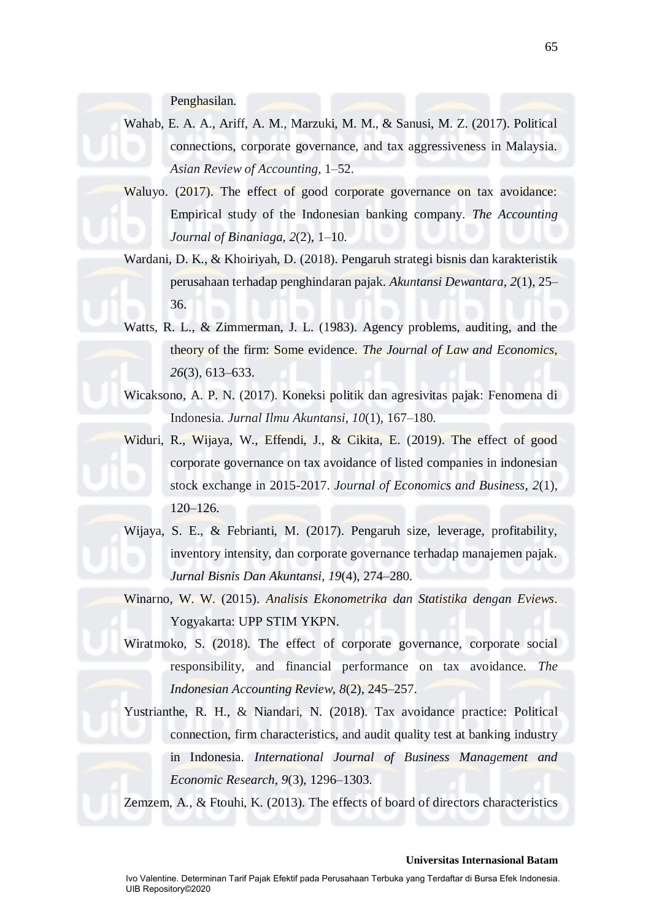Penghasilan.

Wahab, E. A. A., Ariff, A. M., Marzuki, M. M., & Sanusi, M. Z. (2017). Political connections, corporate governance, and tax aggressiveness in Malaysia. *Asian Review of Accounting*, 1–52.

Waluyo. (2017). The effect of good corporate governance on tax avoidance: Empirical study of the Indonesian banking company. *The Accounting Journal of Binaniaga*, *2*(2), 1–10.

Wardani, D. K., & Khoiriyah, D. (2018). Pengaruh strategi bisnis dan karakteristik perusahaan terhadap penghindaran pajak. *Akuntansi Dewantara*, *2*(1), 25–36.

Watts, R. L., & Zimmerman, J. L. (1983). Agency problems, auditing, and the theory of the firm: Some evidence. *The Journal of Law and Economics*, *26*(3), 613–633.

Wicaksono, A. P. N. (2017). Koneksi politik dan agresivitas pajak: Fenomena di Indonesia. *Jurnal Ilmu Akuntansi*, *10*(1), 167–180.

Widuri, R., Wijaya, W., Effendi, J., & Cikita, E. (2019). The effect of good corporate governance on tax avoidance of listed companies in indonesian stock exchange in 2015-2017. *Journal of Economics and Business*, *2*(1), 120–126.

Wijaya, S. E., & Febrianti, M. (2017). Pengaruh size, leverage, profitability, inventory intensity, dan corporate governance terhadap manajemen pajak. *Jurnal Bisnis Dan Akuntansi*, *19*(4), 274–280.

Winarno, W. W. (2015). *Analisis Ekonometrika dan Statistika dengan Eviews*. Yogyakarta: UPP STIM YKPN.

Wiratmoko, S. (2018). The effect of corporate governance, corporate social responsibility, and financial performance on tax avoidance. *The Indonesian Accounting Review*, *8*(2), 245–257.

Yustrianthe, R. H., & Niandari, N. (2018). Tax avoidance practice: Political connection, firm characteristics, and audit quality test at banking industry in Indonesia. *International Journal of Business Management and Economic Research*, *9*(3), 1296–1303.

Zemzem, A., & Ftouhi, K. (2013). The effects of board of directors characteristics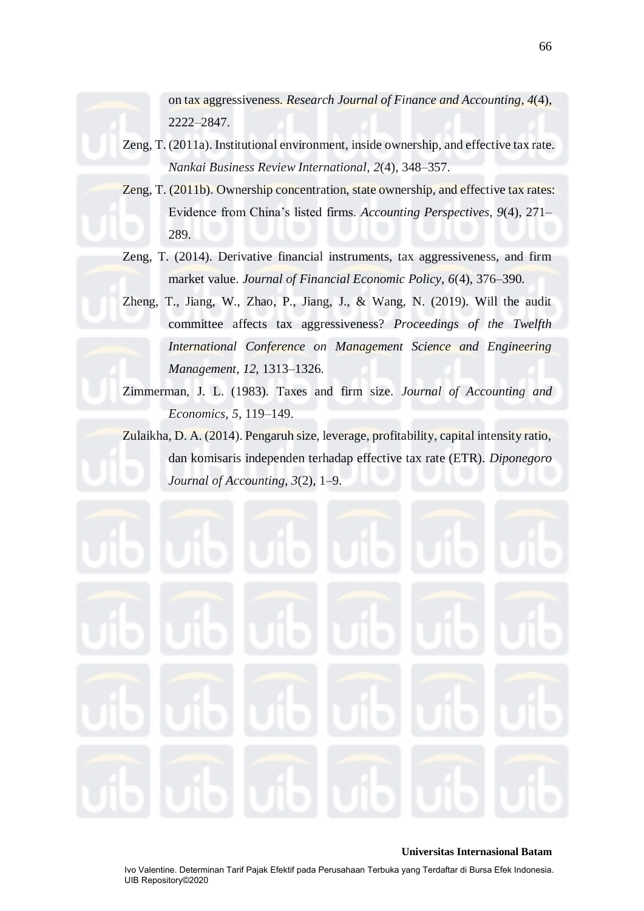on tax aggressiveness. *Research Journal of Finance and Accounting*, *4*(4), 2222–2847.

Zeng, T. (2011a). Institutional environment, inside ownership, and effective tax rate. *Nankai Business Review International*, *2*(4), 348–357.

Zeng, T. (2011b). Ownership concentration, state ownership, and effective tax rates: Evidence from China's listed firms. *Accounting Perspectives*, *9*(4), 271–289.

Zeng, T. (2014). Derivative financial instruments, tax aggressiveness, and firm market value. *Journal of Financial Economic Policy*, *6*(4), 376–390.

Zheng, T., Jiang, W., Zhao, P., Jiang, J., & Wang, N. (2019). Will the audit committee affects tax aggressiveness? *Proceedings of the Twelfth International Conference on Management Science and Engineering Management*, *12*, 1313–1326.

Zimmerman, J. L. (1983). Taxes and firm size. *Journal of Accounting and Economics*, *5*, 119–149.

Zulaikha, D. A. (2014). Pengaruh size, leverage, profitability, capital intensity ratio, dan komisaris independen terhadap effective tax rate (ETR). *Diponegoro Journal of Accounting*, *3*(2), 1–9.